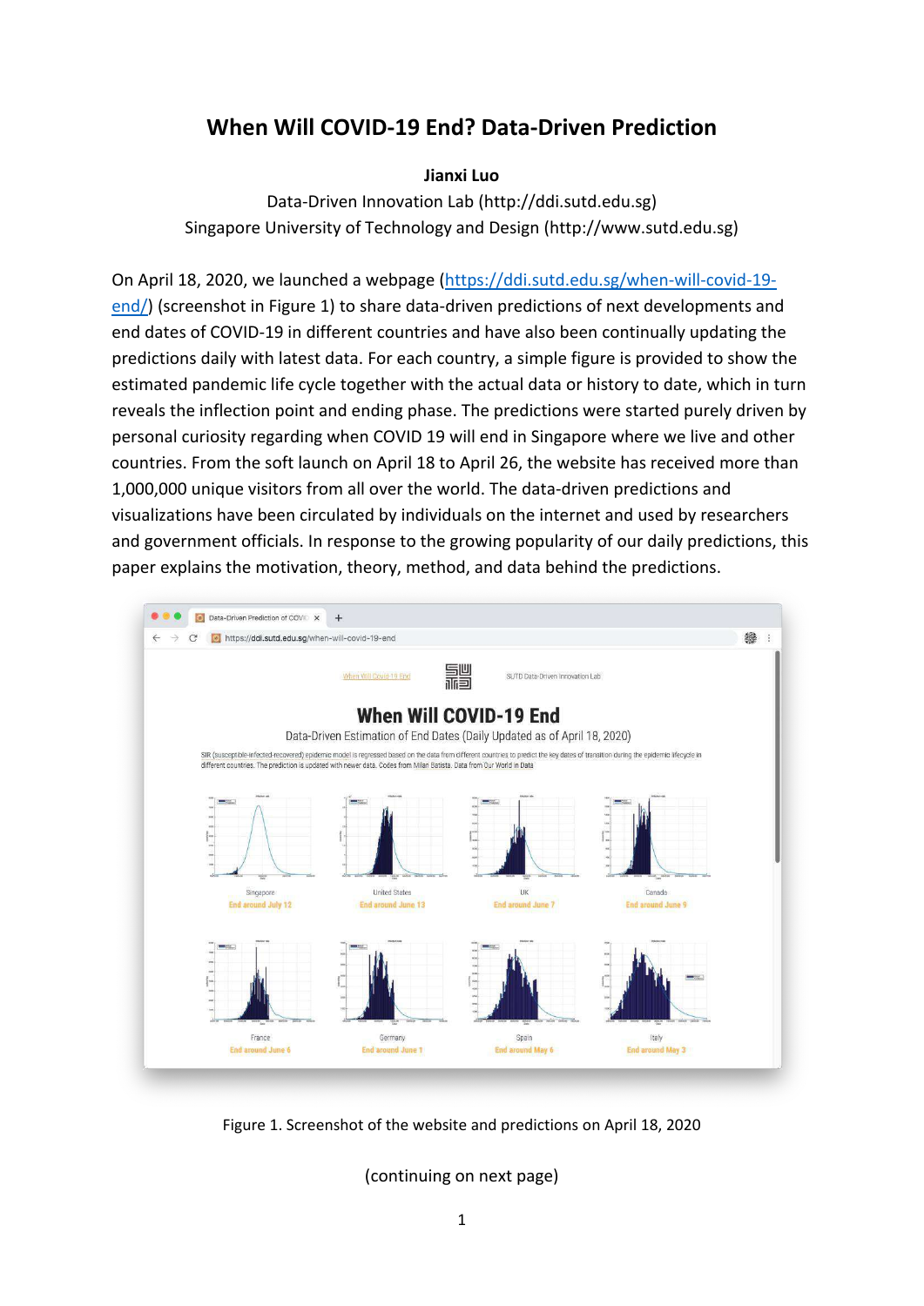# When Will COVID-19 End? Data-Driven Prediction

**Jianxi Luo**

Data-Driven Innovation Lab (http://ddi.sutd.edu.sg)

Singapore University of Technology and Design (http://www.sutd.edu.sg)

On April 18, 2020, we launched a webpage (https://ddi.sutd.edu.sg/when-will-covid-19-end/) (screenshot in Figure 1) to share data-driven predictions of next developments and end dates of COVID-19 in different countries and have also been continually updating the predictions daily with latest data. For each country, a simple figure is provided to show the estimated pandemic life cycle together with the actual data or history to date, which in turn reveals the inflection point and ending phase. The predictions were started purely driven by personal curiosity regarding when COVID 19 will end in Singapore where we live and other countries. From the soft launch on April 18 to April 26, the website has received more than 1,000,000 unique visitors from all over the world. The data-driven predictions and visualizations have been circulated by individuals on the internet and used by researchers and government officials. In response to the growing popularity of our daily predictions, this paper explains the motivation, theory, method, and data behind the predictions.

Figure 1. Screenshot of the website and predictions on April 18, 2020

(continuing on next page)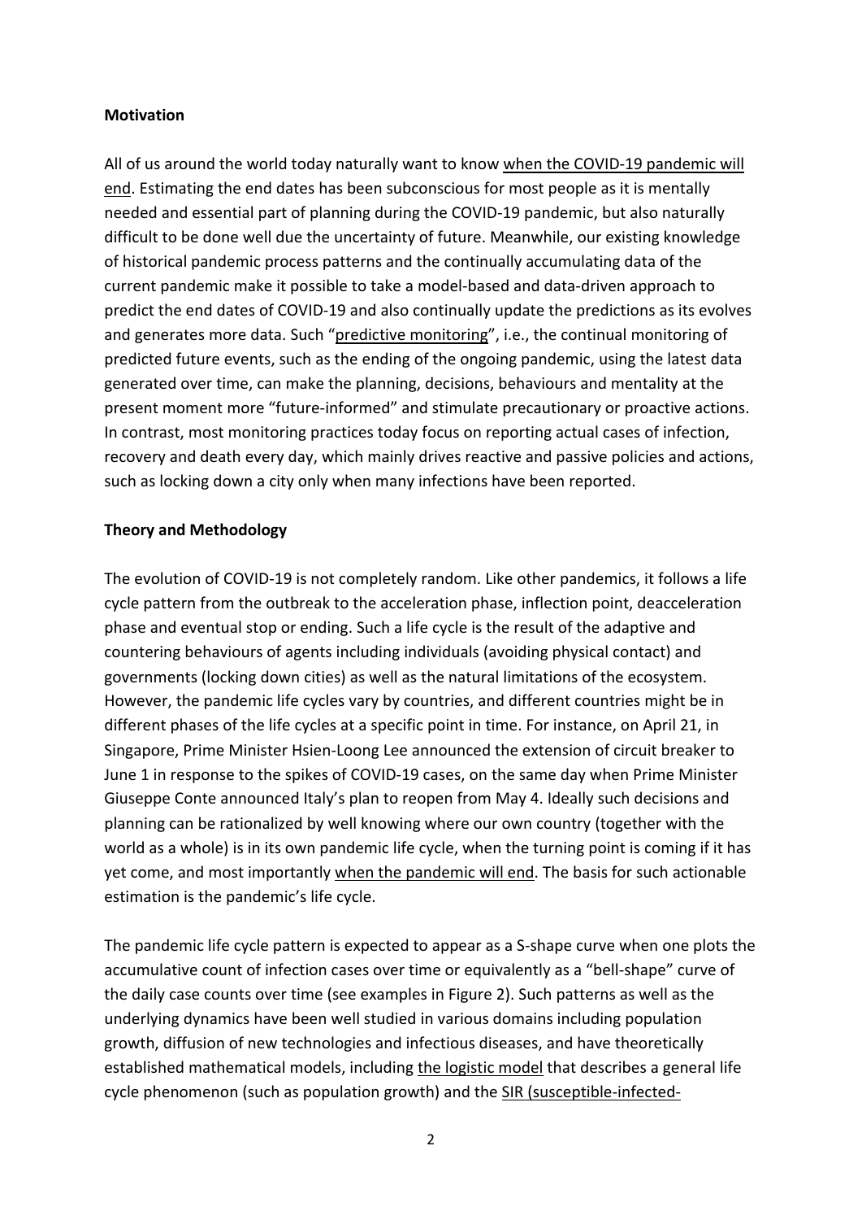**Motivation**

All of us around the world today naturally want to know when the COVID-19 pandemic will end. Estimating the end dates has been subconscious for most people as it is mentally needed and essential part of planning during the COVID-19 pandemic, but also naturally difficult to be done well due the uncertainty of future. Meanwhile, our existing knowledge of historical pandemic process patterns and the continually accumulating data of the current pandemic make it possible to take a model-based and data-driven approach to predict the end dates of COVID-19 and also continually update the predictions as its evolves and generates more data. Such "predictive monitoring", i.e., the continual monitoring of predicted future events, such as the ending of the ongoing pandemic, using the latest data generated over time, can make the planning, decisions, behaviours and mentality at the present moment more "future-informed" and stimulate precautionary or proactive actions. In contrast, most monitoring practices today focus on reporting actual cases of infection, recovery and death every day, which mainly drives reactive and passive policies and actions, such as locking down a city only when many infections have been reported.

**Theory and Methodology**

The evolution of COVID-19 is not completely random. Like other pandemics, it follows a life cycle pattern from the outbreak to the acceleration phase, inflection point, deacceleration phase and eventual stop or ending. Such a life cycle is the result of the adaptive and countering behaviours of agents including individuals (avoiding physical contact) and governments (locking down cities) as well as the natural limitations of the ecosystem. However, the pandemic life cycles vary by countries, and different countries might be in different phases of the life cycles at a specific point in time. For instance, on April 21, in Singapore, Prime Minister Hsien-Loong Lee announced the extension of circuit breaker to June 1 in response to the spikes of COVID-19 cases, on the same day when Prime Minister Giuseppe Conte announced Italy's plan to reopen from May 4. Ideally such decisions and planning can be rationalized by well knowing where our own country (together with the world as a whole) is in its own pandemic life cycle, when the turning point is coming if it has yet come, and most importantly when the pandemic will end. The basis for such actionable estimation is the pandemic's life cycle.

The pandemic life cycle pattern is expected to appear as a S-shape curve when one plots the accumulative count of infection cases over time or equivalently as a "bell-shape" curve of the daily case counts over time (see examples in Figure 2). Such patterns as well as the underlying dynamics have been well studied in various domains including population growth, diffusion of new technologies and infectious diseases, and have theoretically established mathematical models, including the logistic model that describes a general life cycle phenomenon (such as population growth) and the SIR (susceptible-infected-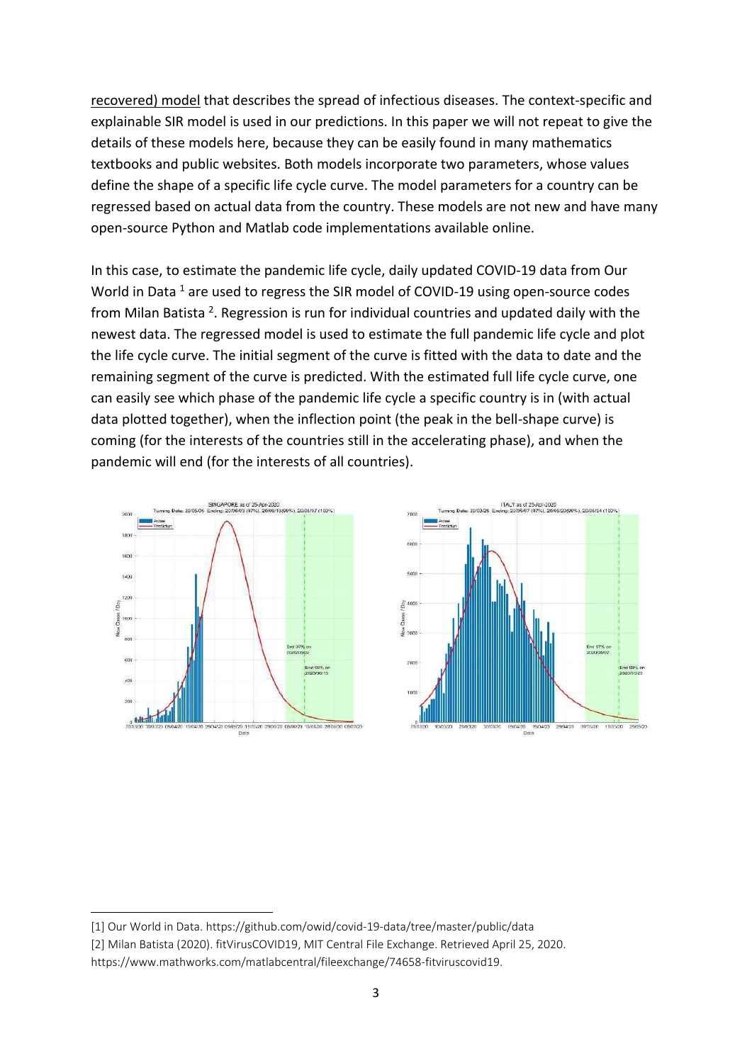recovered) model that describes the spread of infectious diseases. The context-specific and explainable SIR model is used in our predictions. In this paper we will not repeat to give the details of these models here, because they can be easily found in many mathematics textbooks and public websites. Both models incorporate two parameters, whose values define the shape of a specific life cycle curve. The model parameters for a country can be regressed based on actual data from the country. These models are not new and have many open-source Python and Matlab code implementations available online.

In this case, to estimate the pandemic life cycle, daily updated COVID-19 data from Our World in Data [1] are used to regress the SIR model of COVID-19 using open-source codes from Milan Batista [2]. Regression is run for individual countries and updated daily with the newest data. The regressed model is used to estimate the full pandemic life cycle and plot the life cycle curve. The initial segment of the curve is fitted with the data to date and the remaining segment of the curve is predicted. With the estimated full life cycle curve, one can easily see which phase of the pandemic life cycle a specific country is in (with actual data plotted together), when the inflection point (the peak in the bell-shape curve) is coming (for the interests of the countries still in the accelerating phase), and when the pandemic will end (for the interests of all countries).

---

[1] Our World in Data. https://github.com/owid/covid-19-data/tree/master/public/data

[2] Milan Batista (2020). fitVirusCOVID19, MIT Central File Exchange. Retrieved April 25, 2020. https://www.mathworks.com/matlabcentral/fileexchange/74658-fitviruscovid19.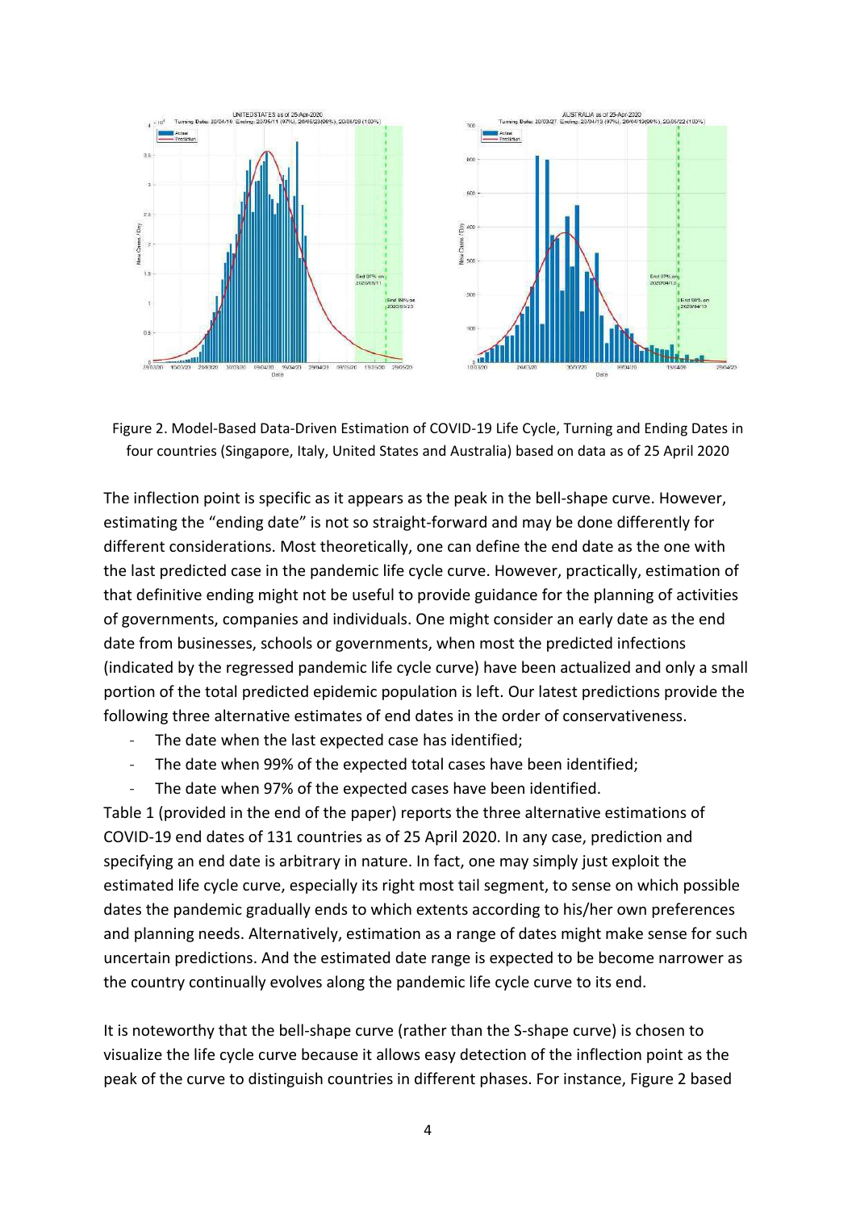Figure 2. Model-Based Data-Driven Estimation of COVID-19 Life Cycle, Turning and Ending Dates in four countries (Singapore, Italy, United States and Australia) based on data as of 25 April 2020

The inflection point is specific as it appears as the peak in the bell-shape curve. However, estimating the “ending date” is not so straight-forward and may be done differently for different considerations. Most theoretically, one can define the end date as the one with the last predicted case in the pandemic life cycle curve. However, practically, estimation of that definitive ending might not be useful to provide guidance for the planning of activities of governments, companies and individuals. One might consider an early date as the end date from businesses, schools or governments, when most the predicted infections (indicated by the regressed pandemic life cycle curve) have been actualized and only a small portion of the total predicted epidemic population is left. Our latest predictions provide the following three alternative estimates of end dates in the order of conservativeness.

- The date when the last expected case has identified;
- The date when 99% of the expected total cases have been identified;
- The date when 97% of the expected cases have been identified.

Table 1 (provided in the end of the paper) reports the three alternative estimations of COVID-19 end dates of 131 countries as of 25 April 2020. In any case, prediction and specifying an end date is arbitrary in nature. In fact, one may simply just exploit the estimated life cycle curve, especially its right most tail segment, to sense on which possible dates the pandemic gradually ends to which extents according to his/her own preferences and planning needs. Alternatively, estimation as a range of dates might make sense for such uncertain predictions. And the estimated date range is expected to be become narrower as the country continually evolves along the pandemic life cycle curve to its end.

It is noteworthy that the bell-shape curve (rather than the S-shape curve) is chosen to visualize the life cycle curve because it allows easy detection of the inflection point as the peak of the curve to distinguish countries in different phases. For instance, Figure 2 based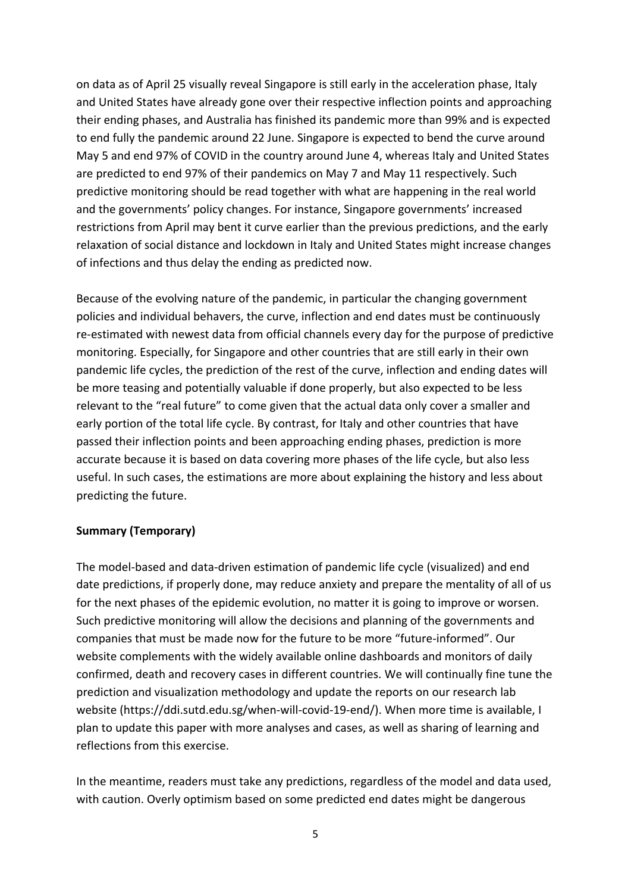on data as of April 25 visually reveal Singapore is still early in the acceleration phase, Italy and United States have already gone over their respective inflection points and approaching their ending phases, and Australia has finished its pandemic more than 99% and is expected to end fully the pandemic around 22 June. Singapore is expected to bend the curve around May 5 and end 97% of COVID in the country around June 4, whereas Italy and United States are predicted to end 97% of their pandemics on May 7 and May 11 respectively. Such predictive monitoring should be read together with what are happening in the real world and the governments' policy changes. For instance, Singapore governments' increased restrictions from April may bent it curve earlier than the previous predictions, and the early relaxation of social distance and lockdown in Italy and United States might increase changes of infections and thus delay the ending as predicted now.

Because of the evolving nature of the pandemic, in particular the changing government policies and individual behavers, the curve, inflection and end dates must be continuously re-estimated with newest data from official channels every day for the purpose of predictive monitoring. Especially, for Singapore and other countries that are still early in their own pandemic life cycles, the prediction of the rest of the curve, inflection and ending dates will be more teasing and potentially valuable if done properly, but also expected to be less relevant to the "real future" to come given that the actual data only cover a smaller and early portion of the total life cycle. By contrast, for Italy and other countries that have passed their inflection points and been approaching ending phases, prediction is more accurate because it is based on data covering more phases of the life cycle, but also less useful. In such cases, the estimations are more about explaining the history and less about predicting the future.

**Summary (Temporary)**

The model-based and data-driven estimation of pandemic life cycle (visualized) and end date predictions, if properly done, may reduce anxiety and prepare the mentality of all of us for the next phases of the epidemic evolution, no matter it is going to improve or worsen. Such predictive monitoring will allow the decisions and planning of the governments and companies that must be made now for the future to be more "future-informed". Our website complements with the widely available online dashboards and monitors of daily confirmed, death and recovery cases in different countries. We will continually fine tune the prediction and visualization methodology and update the reports on our research lab website (https://ddi.sutd.edu.sg/when-will-covid-19-end/). When more time is available, I plan to update this paper with more analyses and cases, as well as sharing of learning and reflections from this exercise.

In the meantime, readers must take any predictions, regardless of the model and data used, with caution. Overly optimism based on some predicted end dates might be dangerous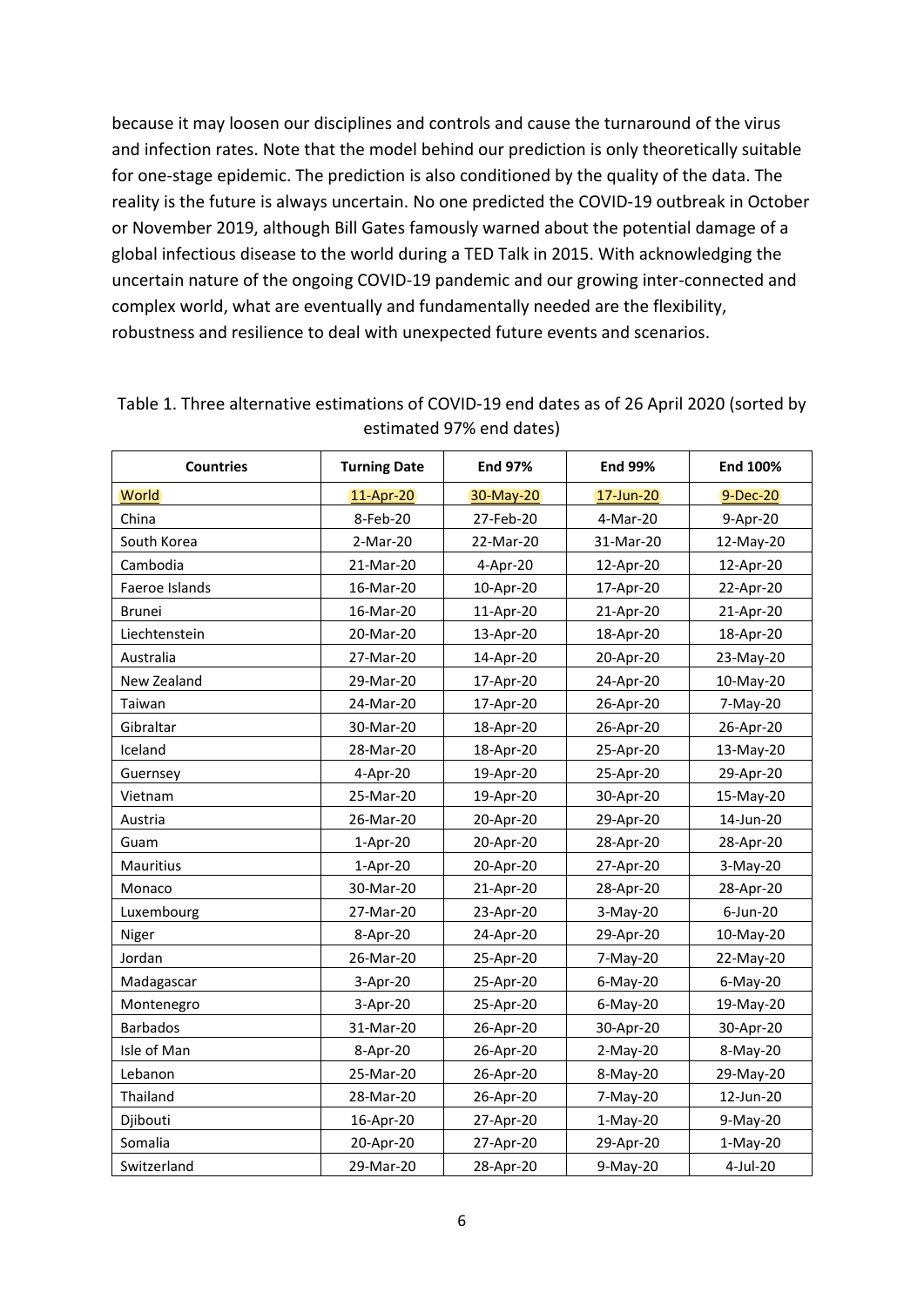because it may loosen our disciplines and controls and cause the turnaround of the virus and infection rates. Note that the model behind our prediction is only theoretically suitable for one-stage epidemic. The prediction is also conditioned by the quality of the data. The reality is the future is always uncertain. No one predicted the COVID-19 outbreak in October or November 2019, although Bill Gates famously warned about the potential damage of a global infectious disease to the world during a TED Talk in 2015. With acknowledging the uncertain nature of the ongoing COVID-19 pandemic and our growing inter-connected and complex world, what are eventually and fundamentally needed are the flexibility, robustness and resilience to deal with unexpected future events and scenarios.

Table 1. Three alternative estimations of COVID-19 end dates as of 26 April 2020 (sorted by estimated 97% end dates)

| Countries | Turning Date | End 97% | End 99% | End 100% |
|---|---|---|---|---|
| World | 11-Apr-20 | 30-May-20 | 17-Jun-20 | 9-Dec-20 |
| China | 8-Feb-20 | 27-Feb-20 | 4-Mar-20 | 9-Apr-20 |
| South Korea | 2-Mar-20 | 22-Mar-20 | 31-Mar-20 | 12-May-20 |
| Cambodia | 21-Mar-20 | 4-Apr-20 | 12-Apr-20 | 12-Apr-20 |
| Faeroe Islands | 16-Mar-20 | 10-Apr-20 | 17-Apr-20 | 22-Apr-20 |
| Brunei | 16-Mar-20 | 11-Apr-20 | 21-Apr-20 | 21-Apr-20 |
| Liechtenstein | 20-Mar-20 | 13-Apr-20 | 18-Apr-20 | 18-Apr-20 |
| Australia | 27-Mar-20 | 14-Apr-20 | 20-Apr-20 | 23-May-20 |
| New Zealand | 29-Mar-20 | 17-Apr-20 | 24-Apr-20 | 10-May-20 |
| Taiwan | 24-Mar-20 | 17-Apr-20 | 26-Apr-20 | 7-May-20 |
| Gibraltar | 30-Mar-20 | 18-Apr-20 | 26-Apr-20 | 26-Apr-20 |
| Iceland | 28-Mar-20 | 18-Apr-20 | 25-Apr-20 | 13-May-20 |
| Guernsey | 4-Apr-20 | 19-Apr-20 | 25-Apr-20 | 29-Apr-20 |
| Vietnam | 25-Mar-20 | 19-Apr-20 | 30-Apr-20 | 15-May-20 |
| Austria | 26-Mar-20 | 20-Apr-20 | 29-Apr-20 | 14-Jun-20 |
| Guam | 1-Apr-20 | 20-Apr-20 | 28-Apr-20 | 28-Apr-20 |
| Mauritius | 1-Apr-20 | 20-Apr-20 | 27-Apr-20 | 3-May-20 |
| Monaco | 30-Mar-20 | 21-Apr-20 | 28-Apr-20 | 28-Apr-20 |
| Luxembourg | 27-Mar-20 | 23-Apr-20 | 3-May-20 | 6-Jun-20 |
| Niger | 8-Apr-20 | 24-Apr-20 | 29-Apr-20 | 10-May-20 |
| Jordan | 26-Mar-20 | 25-Apr-20 | 7-May-20 | 22-May-20 |
| Madagascar | 3-Apr-20 | 25-Apr-20 | 6-May-20 | 6-May-20 |
| Montenegro | 3-Apr-20 | 25-Apr-20 | 6-May-20 | 19-May-20 |
| Barbados | 31-Mar-20 | 26-Apr-20 | 30-Apr-20 | 30-Apr-20 |
| Isle of Man | 8-Apr-20 | 26-Apr-20 | 2-May-20 | 8-May-20 |
| Lebanon | 25-Mar-20 | 26-Apr-20 | 8-May-20 | 29-May-20 |
| Thailand | 28-Mar-20 | 26-Apr-20 | 7-May-20 | 12-Jun-20 |
| Djibouti | 16-Apr-20 | 27-Apr-20 | 1-May-20 | 9-May-20 |
| Somalia | 20-Apr-20 | 27-Apr-20 | 29-Apr-20 | 1-May-20 |
| Switzerland | 29-Mar-20 | 28-Apr-20 | 9-May-20 | 4-Jul-20 |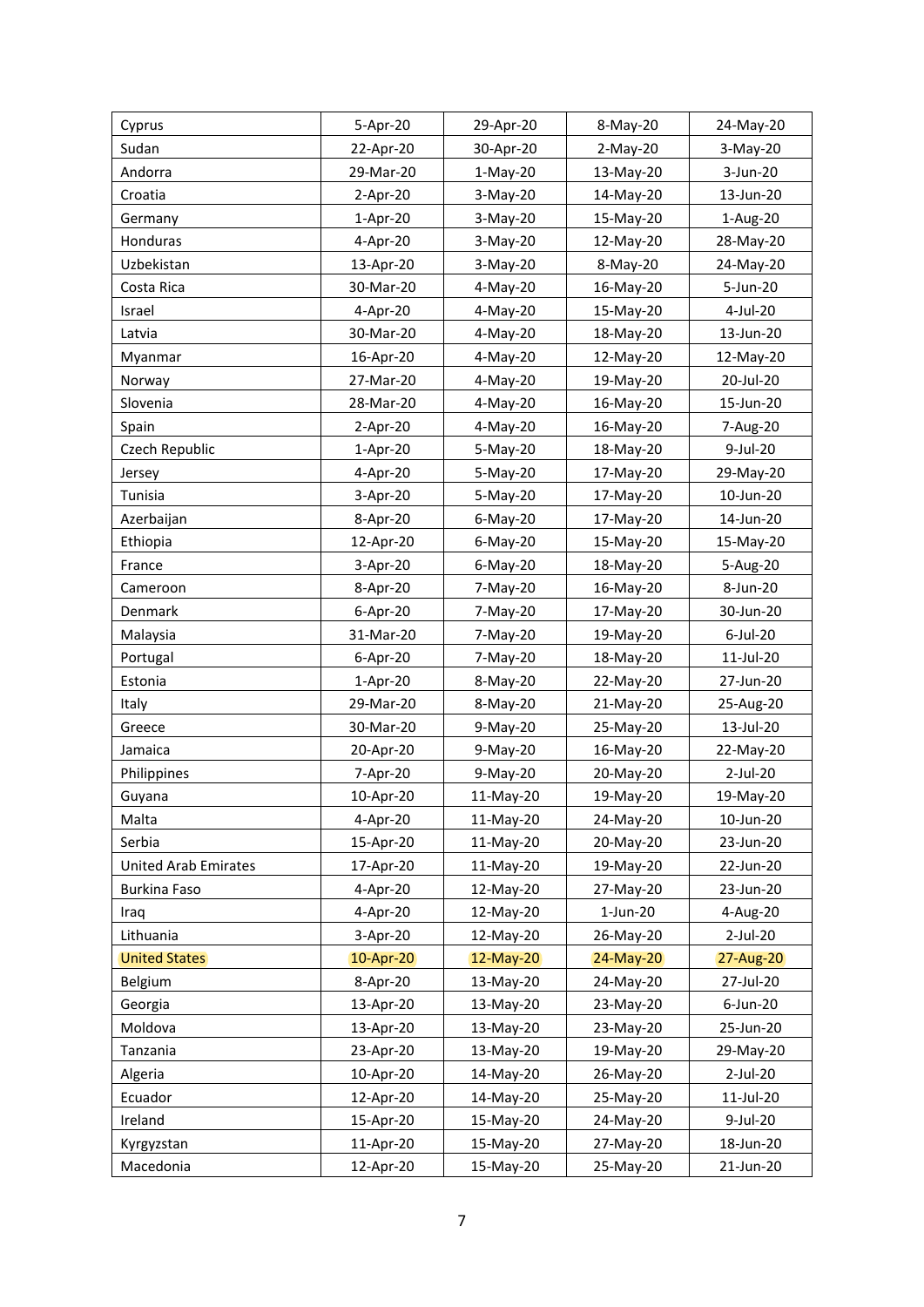| Cyprus | 5-Apr-20 | 29-Apr-20 | 8-May-20 | 24-May-20 |
|---|---|---|---|---|
| Sudan | 22-Apr-20 | 30-Apr-20 | 2-May-20 | 3-May-20 |
| Andorra | 29-Mar-20 | 1-May-20 | 13-May-20 | 3-Jun-20 |
| Croatia | 2-Apr-20 | 3-May-20 | 14-May-20 | 13-Jun-20 |
| Germany | 1-Apr-20 | 3-May-20 | 15-May-20 | 1-Aug-20 |
| Honduras | 4-Apr-20 | 3-May-20 | 12-May-20 | 28-May-20 |
| Uzbekistan | 13-Apr-20 | 3-May-20 | 8-May-20 | 24-May-20 |
| Costa Rica | 30-Mar-20 | 4-May-20 | 16-May-20 | 5-Jun-20 |
| Israel | 4-Apr-20 | 4-May-20 | 15-May-20 | 4-Jul-20 |
| Latvia | 30-Mar-20 | 4-May-20 | 18-May-20 | 13-Jun-20 |
| Myanmar | 16-Apr-20 | 4-May-20 | 12-May-20 | 12-May-20 |
| Norway | 27-Mar-20 | 4-May-20 | 19-May-20 | 20-Jul-20 |
| Slovenia | 28-Mar-20 | 4-May-20 | 16-May-20 | 15-Jun-20 |
| Spain | 2-Apr-20 | 4-May-20 | 16-May-20 | 7-Aug-20 |
| Czech Republic | 1-Apr-20 | 5-May-20 | 18-May-20 | 9-Jul-20 |
| Jersey | 4-Apr-20 | 5-May-20 | 17-May-20 | 29-May-20 |
| Tunisia | 3-Apr-20 | 5-May-20 | 17-May-20 | 10-Jun-20 |
| Azerbaijan | 8-Apr-20 | 6-May-20 | 17-May-20 | 14-Jun-20 |
| Ethiopia | 12-Apr-20 | 6-May-20 | 15-May-20 | 15-May-20 |
| France | 3-Apr-20 | 6-May-20 | 18-May-20 | 5-Aug-20 |
| Cameroon | 8-Apr-20 | 7-May-20 | 16-May-20 | 8-Jun-20 |
| Denmark | 6-Apr-20 | 7-May-20 | 17-May-20 | 30-Jun-20 |
| Malaysia | 31-Mar-20 | 7-May-20 | 19-May-20 | 6-Jul-20 |
| Portugal | 6-Apr-20 | 7-May-20 | 18-May-20 | 11-Jul-20 |
| Estonia | 1-Apr-20 | 8-May-20 | 22-May-20 | 27-Jun-20 |
| Italy | 29-Mar-20 | 8-May-20 | 21-May-20 | 25-Aug-20 |
| Greece | 30-Mar-20 | 9-May-20 | 25-May-20 | 13-Jul-20 |
| Jamaica | 20-Apr-20 | 9-May-20 | 16-May-20 | 22-May-20 |
| Philippines | 7-Apr-20 | 9-May-20 | 20-May-20 | 2-Jul-20 |
| Guyana | 10-Apr-20 | 11-May-20 | 19-May-20 | 19-May-20 |
| Malta | 4-Apr-20 | 11-May-20 | 24-May-20 | 10-Jun-20 |
| Serbia | 15-Apr-20 | 11-May-20 | 20-May-20 | 23-Jun-20 |
| United Arab Emirates | 17-Apr-20 | 11-May-20 | 19-May-20 | 22-Jun-20 |
| Burkina Faso | 4-Apr-20 | 12-May-20 | 27-May-20 | 23-Jun-20 |
| Iraq | 4-Apr-20 | 12-May-20 | 1-Jun-20 | 4-Aug-20 |
| Lithuania | 3-Apr-20 | 12-May-20 | 26-May-20 | 2-Jul-20 |
| United States | 10-Apr-20 | 12-May-20 | 24-May-20 | 27-Aug-20 |
| Belgium | 8-Apr-20 | 13-May-20 | 24-May-20 | 27-Jul-20 |
| Georgia | 13-Apr-20 | 13-May-20 | 23-May-20 | 6-Jun-20 |
| Moldova | 13-Apr-20 | 13-May-20 | 23-May-20 | 25-Jun-20 |
| Tanzania | 23-Apr-20 | 13-May-20 | 19-May-20 | 29-May-20 |
| Algeria | 10-Apr-20 | 14-May-20 | 26-May-20 | 2-Jul-20 |
| Ecuador | 12-Apr-20 | 14-May-20 | 25-May-20 | 11-Jul-20 |
| Ireland | 15-Apr-20 | 15-May-20 | 24-May-20 | 9-Jul-20 |
| Kyrgyzstan | 11-Apr-20 | 15-May-20 | 27-May-20 | 18-Jun-20 |
| Macedonia | 12-Apr-20 | 15-May-20 | 25-May-20 | 21-Jun-20 |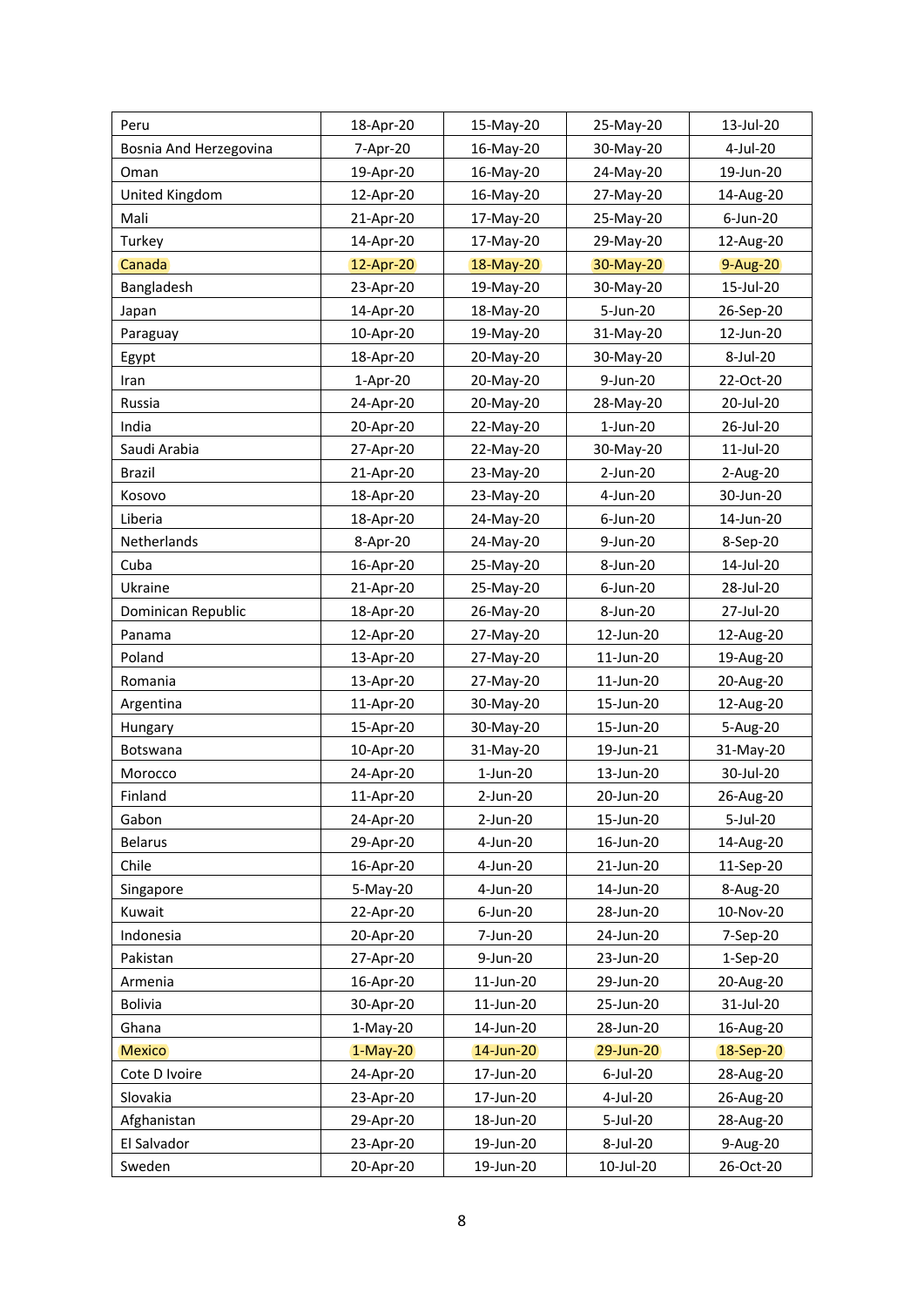| | | | | |
|---|---|---|---|---|
| Peru | 18-Apr-20 | 15-May-20 | 25-May-20 | 13-Jul-20 |
| Bosnia And Herzegovina | 7-Apr-20 | 16-May-20 | 30-May-20 | 4-Jul-20 |
| Oman | 19-Apr-20 | 16-May-20 | 24-May-20 | 19-Jun-20 |
| United Kingdom | 12-Apr-20 | 16-May-20 | 27-May-20 | 14-Aug-20 |
| Mali | 21-Apr-20 | 17-May-20 | 25-May-20 | 6-Jun-20 |
| Turkey | 14-Apr-20 | 17-May-20 | 29-May-20 | 12-Aug-20 |
| Canada | 12-Apr-20 | 18-May-20 | 30-May-20 | 9-Aug-20 |
| Bangladesh | 23-Apr-20 | 19-May-20 | 30-May-20 | 15-Jul-20 |
| Japan | 14-Apr-20 | 18-May-20 | 5-Jun-20 | 26-Sep-20 |
| Paraguay | 10-Apr-20 | 19-May-20 | 31-May-20 | 12-Jun-20 |
| Egypt | 18-Apr-20 | 20-May-20 | 30-May-20 | 8-Jul-20 |
| Iran | 1-Apr-20 | 20-May-20 | 9-Jun-20 | 22-Oct-20 |
| Russia | 24-Apr-20 | 20-May-20 | 28-May-20 | 20-Jul-20 |
| India | 20-Apr-20 | 22-May-20 | 1-Jun-20 | 26-Jul-20 |
| Saudi Arabia | 27-Apr-20 | 22-May-20 | 30-May-20 | 11-Jul-20 |
| Brazil | 21-Apr-20 | 23-May-20 | 2-Jun-20 | 2-Aug-20 |
| Kosovo | 18-Apr-20 | 23-May-20 | 4-Jun-20 | 30-Jun-20 |
| Liberia | 18-Apr-20 | 24-May-20 | 6-Jun-20 | 14-Jun-20 |
| Netherlands | 8-Apr-20 | 24-May-20 | 9-Jun-20 | 8-Sep-20 |
| Cuba | 16-Apr-20 | 25-May-20 | 8-Jun-20 | 14-Jul-20 |
| Ukraine | 21-Apr-20 | 25-May-20 | 6-Jun-20 | 28-Jul-20 |
| Dominican Republic | 18-Apr-20 | 26-May-20 | 8-Jun-20 | 27-Jul-20 |
| Panama | 12-Apr-20 | 27-May-20 | 12-Jun-20 | 12-Aug-20 |
| Poland | 13-Apr-20 | 27-May-20 | 11-Jun-20 | 19-Aug-20 |
| Romania | 13-Apr-20 | 27-May-20 | 11-Jun-20 | 20-Aug-20 |
| Argentina | 11-Apr-20 | 30-May-20 | 15-Jun-20 | 12-Aug-20 |
| Hungary | 15-Apr-20 | 30-May-20 | 15-Jun-20 | 5-Aug-20 |
| Botswana | 10-Apr-20 | 31-May-20 | 19-Jun-21 | 31-May-20 |
| Morocco | 24-Apr-20 | 1-Jun-20 | 13-Jun-20 | 30-Jul-20 |
| Finland | 11-Apr-20 | 2-Jun-20 | 20-Jun-20 | 26-Aug-20 |
| Gabon | 24-Apr-20 | 2-Jun-20 | 15-Jun-20 | 5-Jul-20 |
| Belarus | 29-Apr-20 | 4-Jun-20 | 16-Jun-20 | 14-Aug-20 |
| Chile | 16-Apr-20 | 4-Jun-20 | 21-Jun-20 | 11-Sep-20 |
| Singapore | 5-May-20 | 4-Jun-20 | 14-Jun-20 | 8-Aug-20 |
| Kuwait | 22-Apr-20 | 6-Jun-20 | 28-Jun-20 | 10-Nov-20 |
| Indonesia | 20-Apr-20 | 7-Jun-20 | 24-Jun-20 | 7-Sep-20 |
| Pakistan | 27-Apr-20 | 9-Jun-20 | 23-Jun-20 | 1-Sep-20 |
| Armenia | 16-Apr-20 | 11-Jun-20 | 29-Jun-20 | 20-Aug-20 |
| Bolivia | 30-Apr-20 | 11-Jun-20 | 25-Jun-20 | 31-Jul-20 |
| Ghana | 1-May-20 | 14-Jun-20 | 28-Jun-20 | 16-Aug-20 |
| Mexico | 1-May-20 | 14-Jun-20 | 29-Jun-20 | 18-Sep-20 |
| Cote D Ivoire | 24-Apr-20 | 17-Jun-20 | 6-Jul-20 | 28-Aug-20 |
| Slovakia | 23-Apr-20 | 17-Jun-20 | 4-Jul-20 | 26-Aug-20 |
| Afghanistan | 29-Apr-20 | 18-Jun-20 | 5-Jul-20 | 28-Aug-20 |
| El Salvador | 23-Apr-20 | 19-Jun-20 | 8-Jul-20 | 9-Aug-20 |
| Sweden | 20-Apr-20 | 19-Jun-20 | 10-Jul-20 | 26-Oct-20 |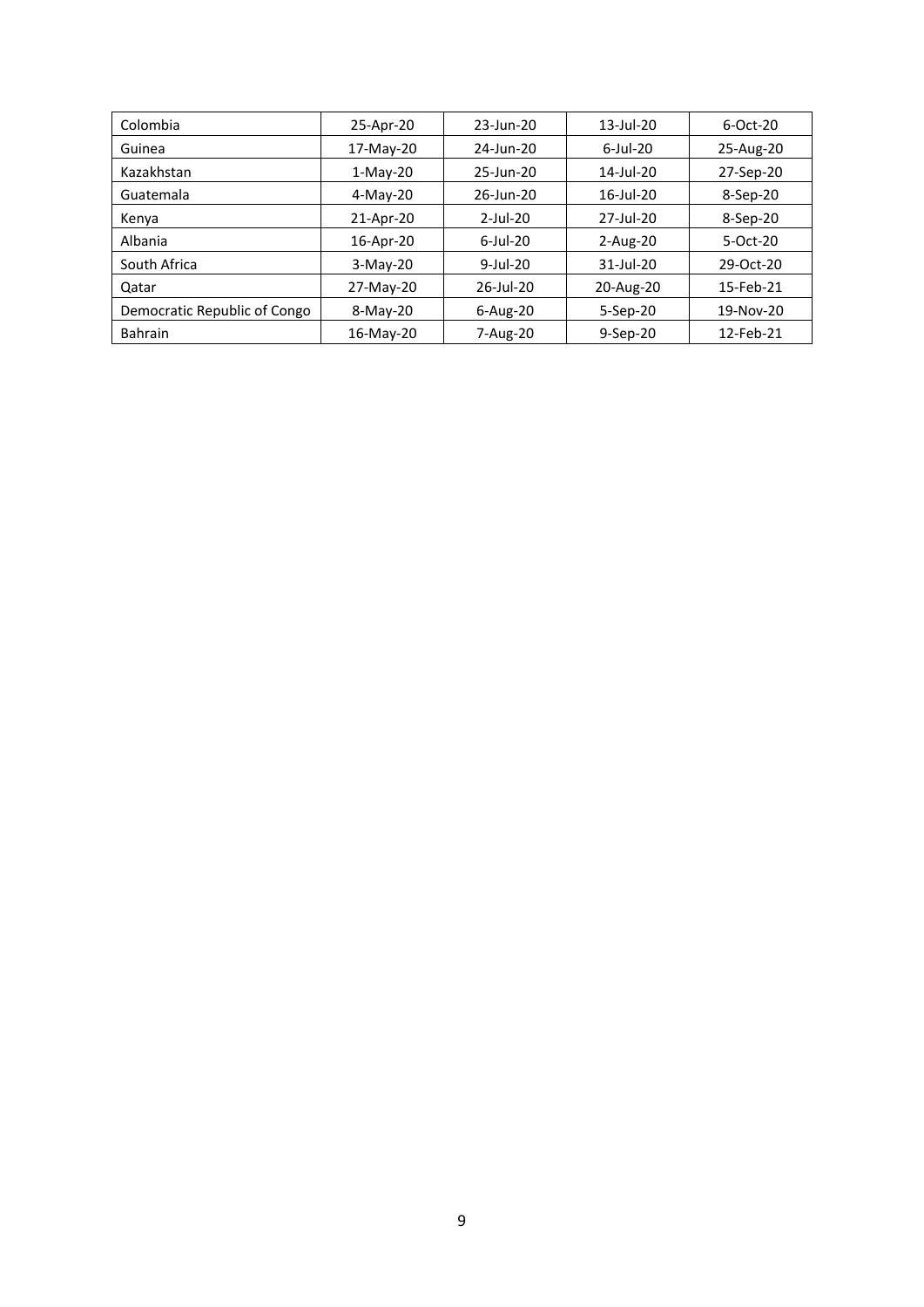| | | | | |
|---|---|---|---|---|
| Colombia | 25-Apr-20 | 23-Jun-20 | 13-Jul-20 | 6-Oct-20 |
| Guinea | 17-May-20 | 24-Jun-20 | 6-Jul-20 | 25-Aug-20 |
| Kazakhstan | 1-May-20 | 25-Jun-20 | 14-Jul-20 | 27-Sep-20 |
| Guatemala | 4-May-20 | 26-Jun-20 | 16-Jul-20 | 8-Sep-20 |
| Kenya | 21-Apr-20 | 2-Jul-20 | 27-Jul-20 | 8-Sep-20 |
| Albania | 16-Apr-20 | 6-Jul-20 | 2-Aug-20 | 5-Oct-20 |
| South Africa | 3-May-20 | 9-Jul-20 | 31-Jul-20 | 29-Oct-20 |
| Qatar | 27-May-20 | 26-Jul-20 | 20-Aug-20 | 15-Feb-21 |
| Democratic Republic of Congo | 8-May-20 | 6-Aug-20 | 5-Sep-20 | 19-Nov-20 |
| Bahrain | 16-May-20 | 7-Aug-20 | 9-Sep-20 | 12-Feb-21 |